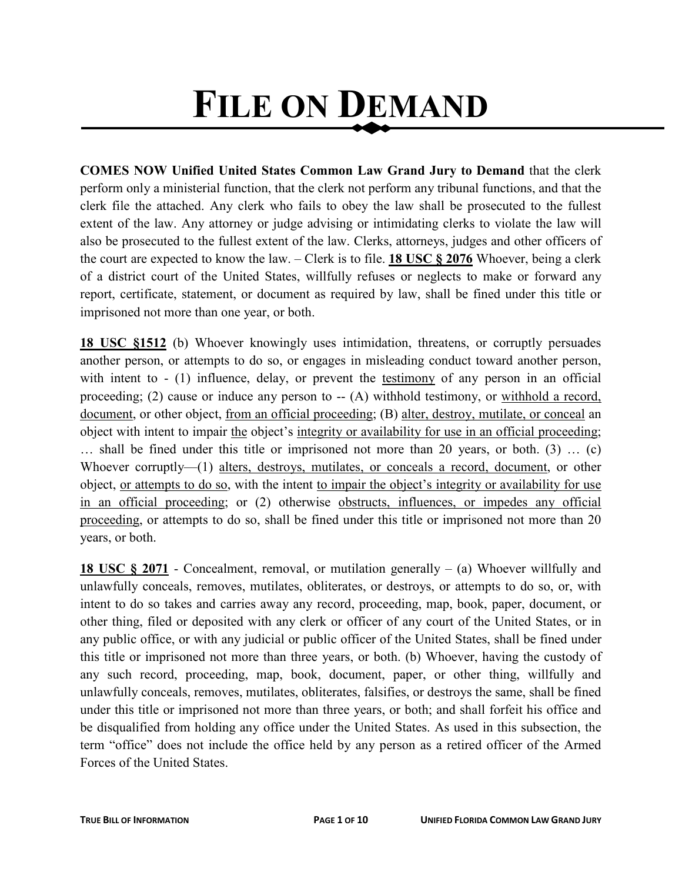# FILE ON DEMAND

**COMES NOW Unified United States Common Law Grand Jury to Demand** that the clerk perform only a ministerial function, that the clerk not perform any tribunal functions, and that the clerk file the attached. Any clerk who fails to obey the law shall be prosecuted to the fullest extent of the law. Any attorney or judge advising or intimidating clerks to violate the law will also be prosecuted to the fullest extent of the law. Clerks, attorneys, judges and other officers of the court are expected to know the law. – Clerk is to file. **<u>18 USC § 2076</u>** Whoever, being a clerk of a district court of the United States, willfully refuses or neglects to make or forward any report, certificate, statement, or document as required by law, shall be fined under this title or imprisoned not more than one year, or both.

**<u>18 USC §1512</u>** (b) Whoever knowingly uses intimidation, threatens, or corruptly persuades another person, or attempts to do so, or engages in misleading conduct toward another person, with intent to - (1) influence, delay, or prevent the <u>testimony</u> of any person in an official proceeding; (2) cause or induce any person to -- (A) withhold testimony, or <u>withhold a record, document</u>, or other object, <u>from an official proceeding</u>; (B) <u>alter, destroy, mutilate, or conceal</u> an object with intent to impair <u>the</u> object's <u>integrity or availability for use in an official proceeding</u>; … shall be fined under this title or imprisoned not more than 20 years, or both. (3) … (c) Whoever corruptly—(1) <u>alters, destroys, mutilates, or conceals a record, document</u>, or other object, <u>or attempts to do so</u>, with the intent <u>to impair the object's integrity or availability for use in an official proceeding</u>; or (2) otherwise <u>obstructs, influences, or impedes any official proceeding</u>, or attempts to do so, shall be fined under this title or imprisoned not more than 20 years, or both.

**<u>18 USC § 2071</u>** - Concealment, removal, or mutilation generally – (a) Whoever willfully and unlawfully conceals, removes, mutilates, obliterates, or destroys, or attempts to do so, or, with intent to do so takes and carries away any record, proceeding, map, book, paper, document, or other thing, filed or deposited with any clerk or officer of any court of the United States, or in any public office, or with any judicial or public officer of the United States, shall be fined under this title or imprisoned not more than three years, or both. (b) Whoever, having the custody of any such record, proceeding, map, book, document, paper, or other thing, willfully and unlawfully conceals, removes, mutilates, obliterates, falsifies, or destroys the same, shall be fined under this title or imprisoned not more than three years, or both; and shall forfeit his office and be disqualified from holding any office under the United States. As used in this subsection, the term "office" does not include the office held by any person as a retired officer of the Armed Forces of the United States.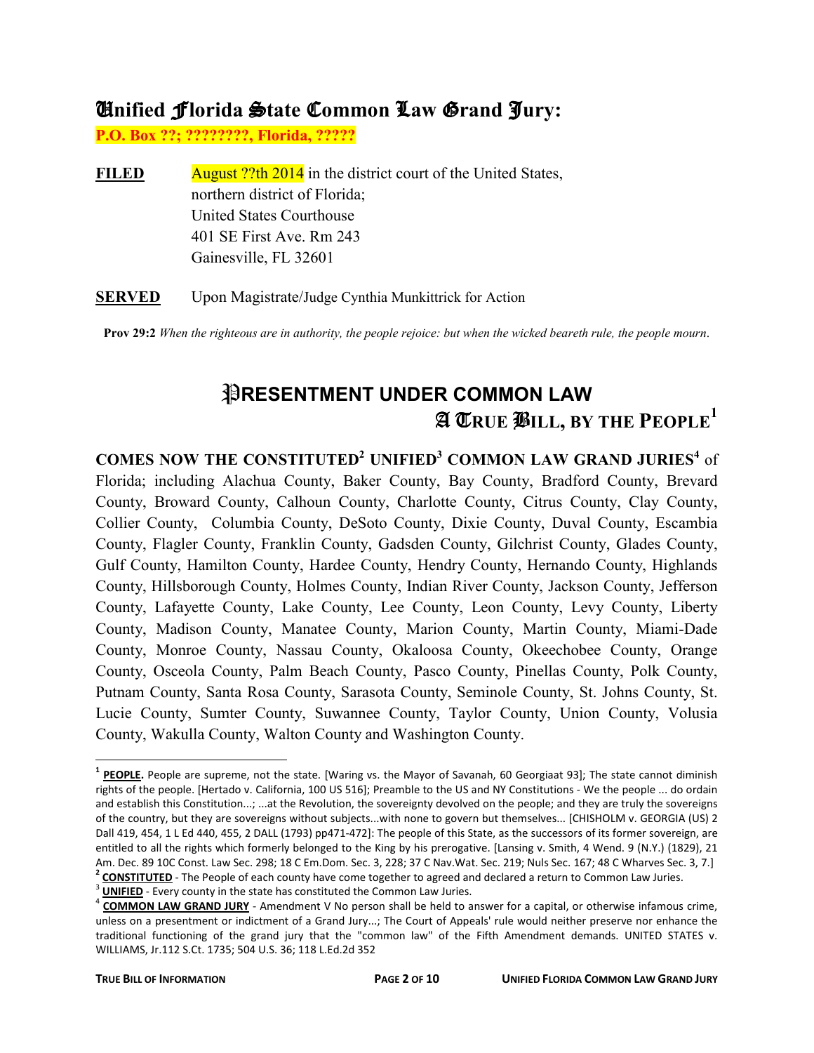# Unified Florida State Common Law Grand Jury:

**P.O. Box ??; ????????, Florida, ?????**

**FILED** August ??th 2014 in the district court of the United States, northern district of Florida; United States Courthouse 401 SE First Ave. Rm 243 Gainesville, FL 32601

**SERVED** Upon Magistrate/Judge Cynthia Munkittrick for Action

**Prov 29:2** *When the righteous are in authority, the people rejoice: but when the wicked beareth rule, the people mourn*.

## PRESENTMENT UNDER COMMON LAW

## A TRUE BILL, BY THE PEOPLE[1]

**COMES NOW THE CONSTITUTED[2] UNIFIED[3] COMMON LAW GRAND JURIES[4]** of Florida; including Alachua County, Baker County, Bay County, Bradford County, Brevard County, Broward County, Calhoun County, Charlotte County, Citrus County, Clay County, Collier County, Columbia County, DeSoto County, Dixie County, Duval County, Escambia County, Flagler County, Franklin County, Gadsden County, Gilchrist County, Glades County, Gulf County, Hamilton County, Hardee County, Hendry County, Hernando County, Highlands County, Hillsborough County, Holmes County, Indian River County, Jackson County, Jefferson County, Lafayette County, Lake County, Lee County, Leon County, Levy County, Liberty County, Madison County, Manatee County, Marion County, Martin County, Miami-Dade County, Monroe County, Nassau County, Okaloosa County, Okeechobee County, Orange County, Osceola County, Palm Beach County, Pasco County, Pinellas County, Polk County, Putnam County, Santa Rosa County, Sarasota County, Seminole County, St. Johns County, St. Lucie County, Sumter County, Suwannee County, Taylor County, Union County, Volusia County, Wakulla County, Walton County and Washington County.

---

[1] **PEOPLE.** People are supreme, not the state. [Waring vs. the Mayor of Savanah, 60 Georgiaat 93]; The state cannot diminish rights of the people. [Hertado v. California, 100 US 516]; Preamble to the US and NY Constitutions - We the people ... do ordain and establish this Constitution...; ...at the Revolution, the sovereignty devolved on the people; and they are truly the sovereigns of the country, but they are sovereigns without subjects...with none to govern but themselves... [CHISHOLM v. GEORGIA (US) 2 Dall 419, 454, 1 L Ed 440, 455, 2 DALL (1793) pp471-472]: The people of this State, as the successors of its former sovereign, are entitled to all the rights which formerly belonged to the King by his prerogative. [Lansing v. Smith, 4 Wend. 9 (N.Y.) (1829), 21 Am. Dec. 89 10C Const. Law Sec. 298; 18 C Em.Dom. Sec. 3, 228; 37 C Nav.Wat. Sec. 219; Nuls Sec. 167; 48 C Wharves Sec. 3, 7.]

[2] **CONSTITUTED** - The People of each county have come together to agreed and declared a return to Common Law Juries.

[3] **UNIFIED** - Every county in the state has constituted the Common Law Juries.

[4] **COMMON LAW GRAND JURY** - Amendment V No person shall be held to answer for a capital, or otherwise infamous crime, unless on a presentment or indictment of a Grand Jury...; The Court of Appeals' rule would neither preserve nor enhance the traditional functioning of the grand jury that the "common law" of the Fifth Amendment demands. UNITED STATES v. WILLIAMS, Jr.112 S.Ct. 1735; 504 U.S. 36; 118 L.Ed.2d 352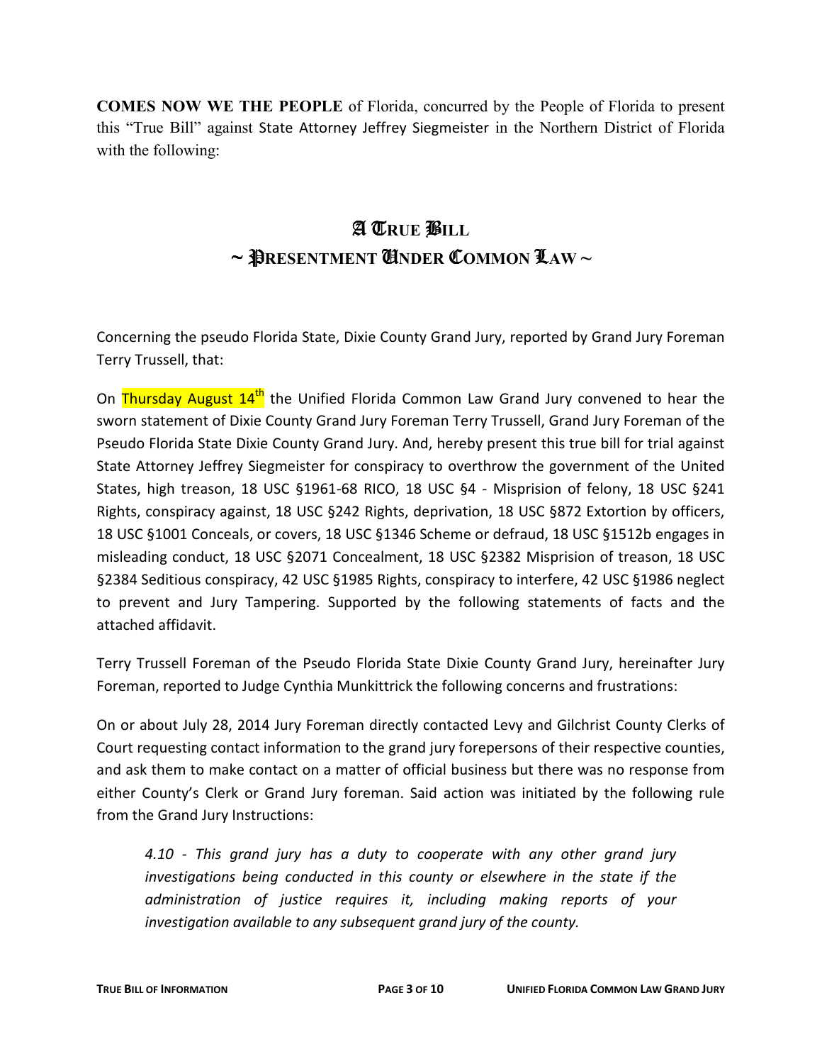**COMES NOW WE THE PEOPLE** of Florida, concurred by the People of Florida to present this "True Bill" against State Attorney Jeffrey Siegmeister in the Northern District of Florida with the following:

# A True Bill
## ~ Presentment Under Common Law ~

Concerning the pseudo Florida State, Dixie County Grand Jury, reported by Grand Jury Foreman Terry Trussell, that:

On Thursday August 14th the Unified Florida Common Law Grand Jury convened to hear the sworn statement of Dixie County Grand Jury Foreman Terry Trussell, Grand Jury Foreman of the Pseudo Florida State Dixie County Grand Jury. And, hereby present this true bill for trial against State Attorney Jeffrey Siegmeister for conspiracy to overthrow the government of the United States, high treason, 18 USC §1961-68 RICO, 18 USC §4 - Misprision of felony, 18 USC §241 Rights, conspiracy against, 18 USC §242 Rights, deprivation, 18 USC §872 Extortion by officers, 18 USC §1001 Conceals, or covers, 18 USC §1346 Scheme or defraud, 18 USC §1512b engages in misleading conduct, 18 USC §2071 Concealment, 18 USC §2382 Misprision of treason, 18 USC §2384 Seditious conspiracy, 42 USC §1985 Rights, conspiracy to interfere, 42 USC §1986 neglect to prevent and Jury Tampering. Supported by the following statements of facts and the attached affidavit.

Terry Trussell Foreman of the Pseudo Florida State Dixie County Grand Jury, hereinafter Jury Foreman, reported to Judge Cynthia Munkittrick the following concerns and frustrations:

On or about July 28, 2014 Jury Foreman directly contacted Levy and Gilchrist County Clerks of Court requesting contact information to the grand jury forepersons of their respective counties, and ask them to make contact on a matter of official business but there was no response from either County's Clerk or Grand Jury foreman. Said action was initiated by the following rule from the Grand Jury Instructions:

> *4.10 - This grand jury has a duty to cooperate with any other grand jury investigations being conducted in this county or elsewhere in the state if the administration of justice requires it, including making reports of your investigation available to any subsequent grand jury of the county.*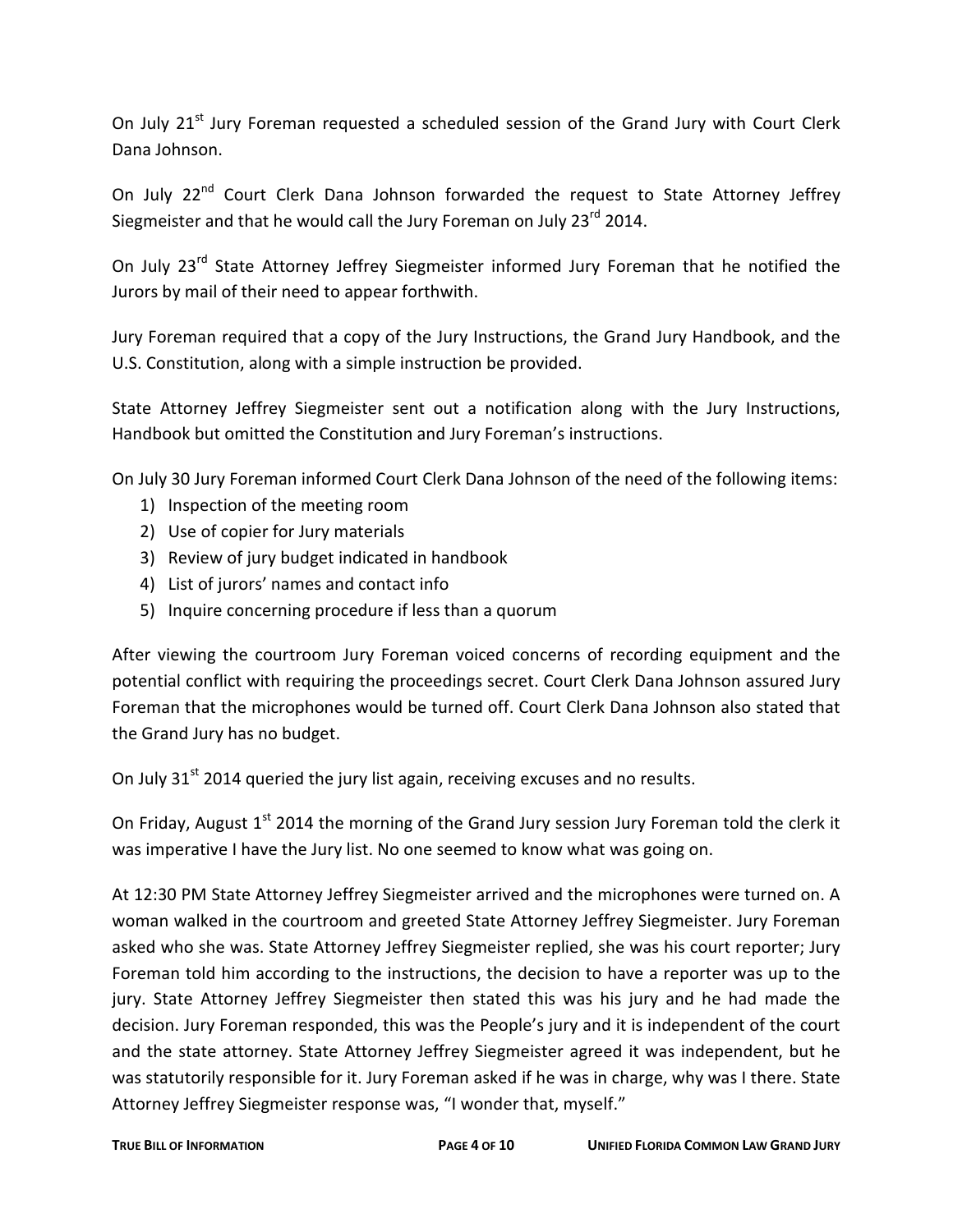On July 21st Jury Foreman requested a scheduled session of the Grand Jury with Court Clerk Dana Johnson.

On July 22nd Court Clerk Dana Johnson forwarded the request to State Attorney Jeffrey Siegmeister and that he would call the Jury Foreman on July 23rd 2014.

On July 23rd State Attorney Jeffrey Siegmeister informed Jury Foreman that he notified the Jurors by mail of their need to appear forthwith.

Jury Foreman required that a copy of the Jury Instructions, the Grand Jury Handbook, and the U.S. Constitution, along with a simple instruction be provided.

State Attorney Jeffrey Siegmeister sent out a notification along with the Jury Instructions, Handbook but omitted the Constitution and Jury Foreman's instructions.

On July 30 Jury Foreman informed Court Clerk Dana Johnson of the need of the following items:

1) Inspection of the meeting room
2) Use of copier for Jury materials
3) Review of jury budget indicated in handbook
4) List of jurors' names and contact info
5) Inquire concerning procedure if less than a quorum

After viewing the courtroom Jury Foreman voiced concerns of recording equipment and the potential conflict with requiring the proceedings secret. Court Clerk Dana Johnson assured Jury Foreman that the microphones would be turned off. Court Clerk Dana Johnson also stated that the Grand Jury has no budget.

On July 31st 2014 queried the jury list again, receiving excuses and no results.

On Friday, August 1st 2014 the morning of the Grand Jury session Jury Foreman told the clerk it was imperative I have the Jury list. No one seemed to know what was going on.

At 12:30 PM State Attorney Jeffrey Siegmeister arrived and the microphones were turned on. A woman walked in the courtroom and greeted State Attorney Jeffrey Siegmeister. Jury Foreman asked who she was. State Attorney Jeffrey Siegmeister replied, she was his court reporter; Jury Foreman told him according to the instructions, the decision to have a reporter was up to the jury. State Attorney Jeffrey Siegmeister then stated this was his jury and he had made the decision. Jury Foreman responded, this was the People's jury and it is independent of the court and the state attorney. State Attorney Jeffrey Siegmeister agreed it was independent, but he was statutorily responsible for it. Jury Foreman asked if he was in charge, why was I there. State Attorney Jeffrey Siegmeister response was, "I wonder that, myself."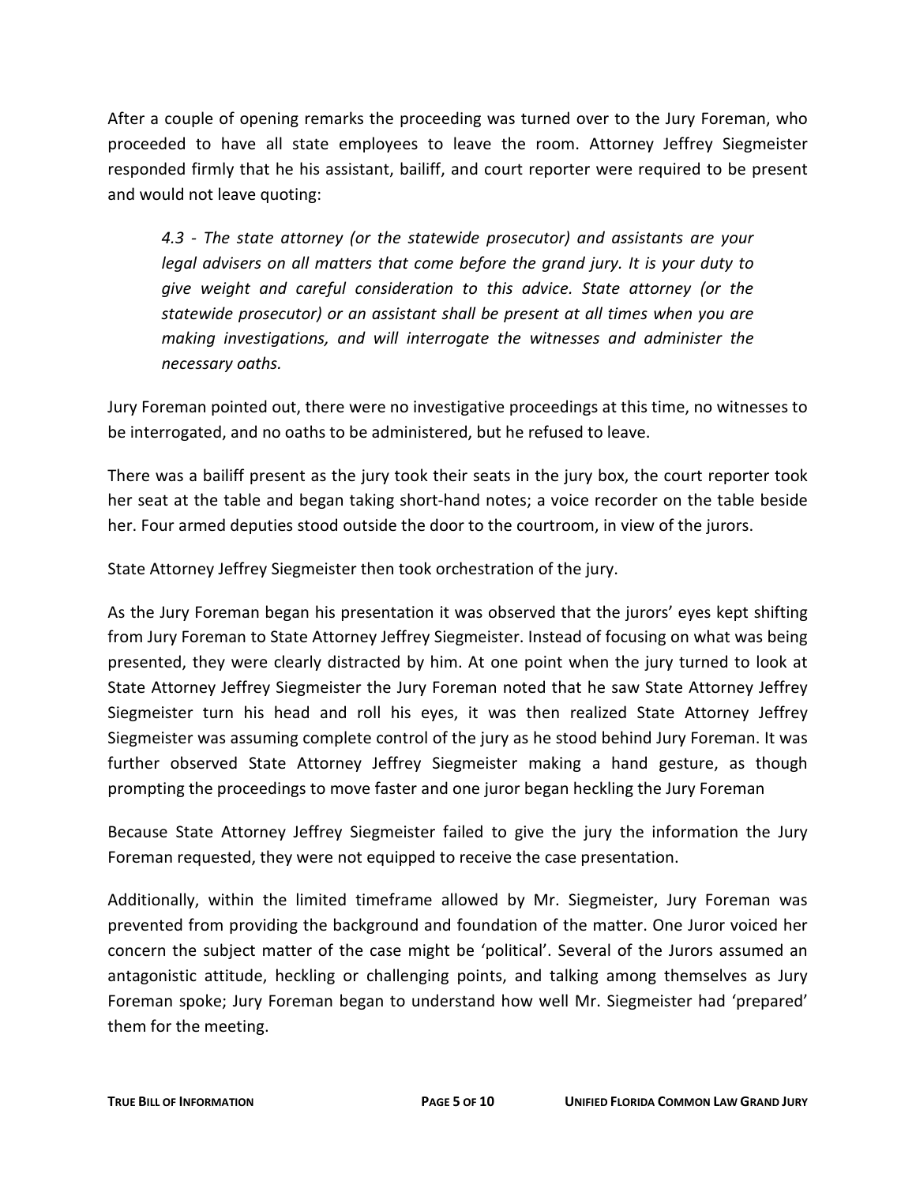After a couple of opening remarks the proceeding was turned over to the Jury Foreman, who proceeded to have all state employees to leave the room. Attorney Jeffrey Siegmeister responded firmly that he his assistant, bailiff, and court reporter were required to be present and would not leave quoting:

> *4.3 - The state attorney (or the statewide prosecutor) and assistants are your legal advisers on all matters that come before the grand jury. It is your duty to give weight and careful consideration to this advice. State attorney (or the statewide prosecutor) or an assistant shall be present at all times when you are making investigations, and will interrogate the witnesses and administer the necessary oaths.*

Jury Foreman pointed out, there were no investigative proceedings at this time, no witnesses to be interrogated, and no oaths to be administered, but he refused to leave.

There was a bailiff present as the jury took their seats in the jury box, the court reporter took her seat at the table and began taking short-hand notes; a voice recorder on the table beside her. Four armed deputies stood outside the door to the courtroom, in view of the jurors.

State Attorney Jeffrey Siegmeister then took orchestration of the jury.

As the Jury Foreman began his presentation it was observed that the jurors' eyes kept shifting from Jury Foreman to State Attorney Jeffrey Siegmeister. Instead of focusing on what was being presented, they were clearly distracted by him. At one point when the jury turned to look at State Attorney Jeffrey Siegmeister the Jury Foreman noted that he saw State Attorney Jeffrey Siegmeister turn his head and roll his eyes, it was then realized State Attorney Jeffrey Siegmeister was assuming complete control of the jury as he stood behind Jury Foreman. It was further observed State Attorney Jeffrey Siegmeister making a hand gesture, as though prompting the proceedings to move faster and one juror began heckling the Jury Foreman

Because State Attorney Jeffrey Siegmeister failed to give the jury the information the Jury Foreman requested, they were not equipped to receive the case presentation.

Additionally, within the limited timeframe allowed by Mr. Siegmeister, Jury Foreman was prevented from providing the background and foundation of the matter. One Juror voiced her concern the subject matter of the case might be 'political'. Several of the Jurors assumed an antagonistic attitude, heckling or challenging points, and talking among themselves as Jury Foreman spoke; Jury Foreman began to understand how well Mr. Siegmeister had 'prepared' them for the meeting.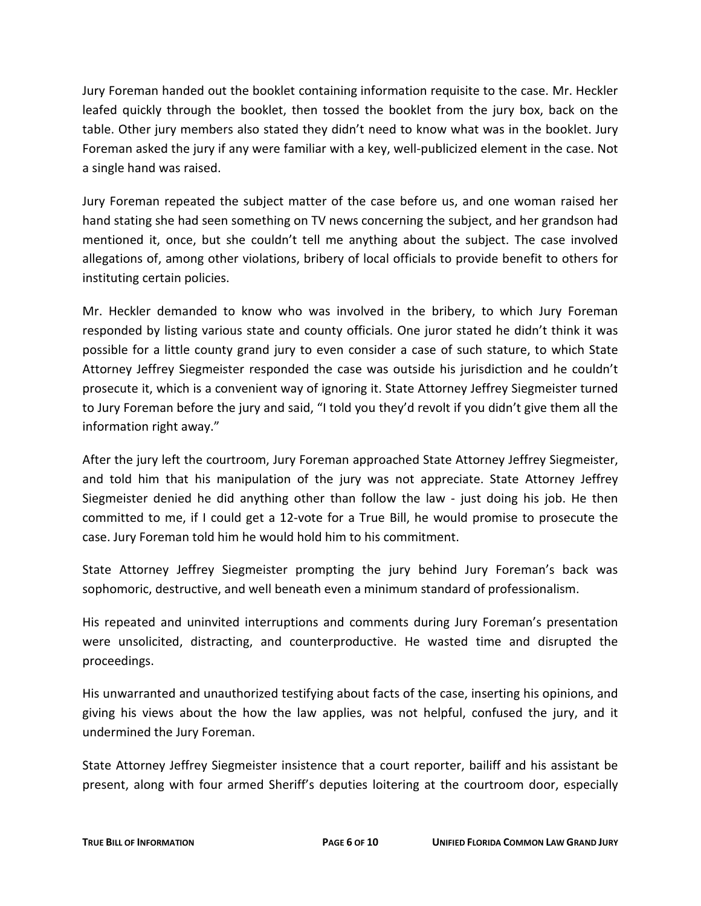Jury Foreman handed out the booklet containing information requisite to the case. Mr. Heckler leafed quickly through the booklet, then tossed the booklet from the jury box, back on the table. Other jury members also stated they didn't need to know what was in the booklet. Jury Foreman asked the jury if any were familiar with a key, well-publicized element in the case. Not a single hand was raised.

Jury Foreman repeated the subject matter of the case before us, and one woman raised her hand stating she had seen something on TV news concerning the subject, and her grandson had mentioned it, once, but she couldn't tell me anything about the subject. The case involved allegations of, among other violations, bribery of local officials to provide benefit to others for instituting certain policies.

Mr. Heckler demanded to know who was involved in the bribery, to which Jury Foreman responded by listing various state and county officials. One juror stated he didn't think it was possible for a little county grand jury to even consider a case of such stature, to which State Attorney Jeffrey Siegmeister responded the case was outside his jurisdiction and he couldn't prosecute it, which is a convenient way of ignoring it. State Attorney Jeffrey Siegmeister turned to Jury Foreman before the jury and said, "I told you they'd revolt if you didn't give them all the information right away."

After the jury left the courtroom, Jury Foreman approached State Attorney Jeffrey Siegmeister, and told him that his manipulation of the jury was not appreciate. State Attorney Jeffrey Siegmeister denied he did anything other than follow the law - just doing his job. He then committed to me, if I could get a 12-vote for a True Bill, he would promise to prosecute the case. Jury Foreman told him he would hold him to his commitment.

State Attorney Jeffrey Siegmeister prompting the jury behind Jury Foreman's back was sophomoric, destructive, and well beneath even a minimum standard of professionalism.

His repeated and uninvited interruptions and comments during Jury Foreman's presentation were unsolicited, distracting, and counterproductive. He wasted time and disrupted the proceedings.

His unwarranted and unauthorized testifying about facts of the case, inserting his opinions, and giving his views about the how the law applies, was not helpful, confused the jury, and it undermined the Jury Foreman.

State Attorney Jeffrey Siegmeister insistence that a court reporter, bailiff and his assistant be present, along with four armed Sheriff's deputies loitering at the courtroom door, especially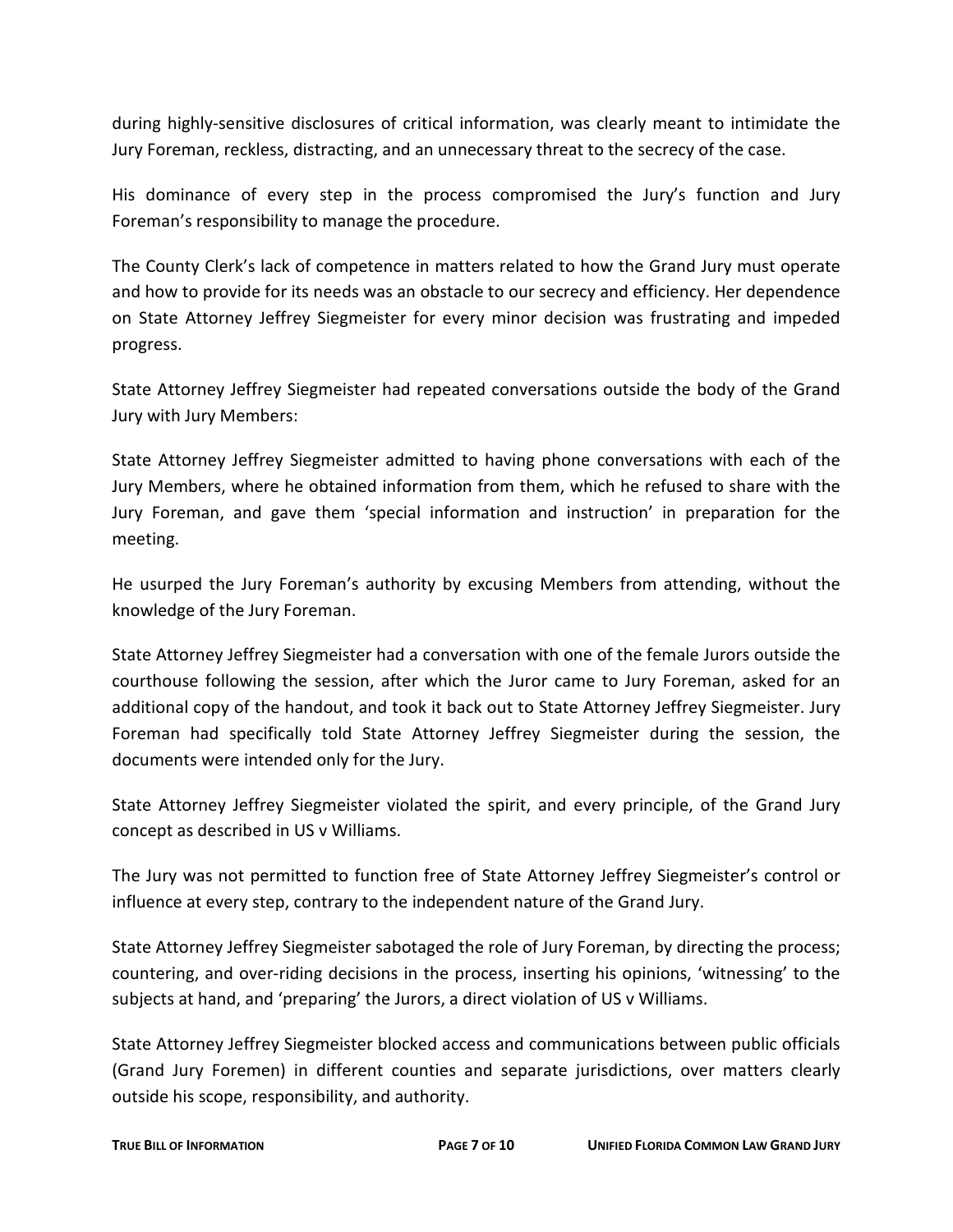during highly-sensitive disclosures of critical information, was clearly meant to intimidate the Jury Foreman, reckless, distracting, and an unnecessary threat to the secrecy of the case.

His dominance of every step in the process compromised the Jury's function and Jury Foreman's responsibility to manage the procedure.

The County Clerk's lack of competence in matters related to how the Grand Jury must operate and how to provide for its needs was an obstacle to our secrecy and efficiency. Her dependence on State Attorney Jeffrey Siegmeister for every minor decision was frustrating and impeded progress.

State Attorney Jeffrey Siegmeister had repeated conversations outside the body of the Grand Jury with Jury Members:

State Attorney Jeffrey Siegmeister admitted to having phone conversations with each of the Jury Members, where he obtained information from them, which he refused to share with the Jury Foreman, and gave them 'special information and instruction' in preparation for the meeting.

He usurped the Jury Foreman's authority by excusing Members from attending, without the knowledge of the Jury Foreman.

State Attorney Jeffrey Siegmeister had a conversation with one of the female Jurors outside the courthouse following the session, after which the Juror came to Jury Foreman, asked for an additional copy of the handout, and took it back out to State Attorney Jeffrey Siegmeister. Jury Foreman had specifically told State Attorney Jeffrey Siegmeister during the session, the documents were intended only for the Jury.

State Attorney Jeffrey Siegmeister violated the spirit, and every principle, of the Grand Jury concept as described in US v Williams.

The Jury was not permitted to function free of State Attorney Jeffrey Siegmeister's control or influence at every step, contrary to the independent nature of the Grand Jury.

State Attorney Jeffrey Siegmeister sabotaged the role of Jury Foreman, by directing the process; countering, and over-riding decisions in the process, inserting his opinions, 'witnessing' to the subjects at hand, and 'preparing' the Jurors, a direct violation of US v Williams.

State Attorney Jeffrey Siegmeister blocked access and communications between public officials (Grand Jury Foremen) in different counties and separate jurisdictions, over matters clearly outside his scope, responsibility, and authority.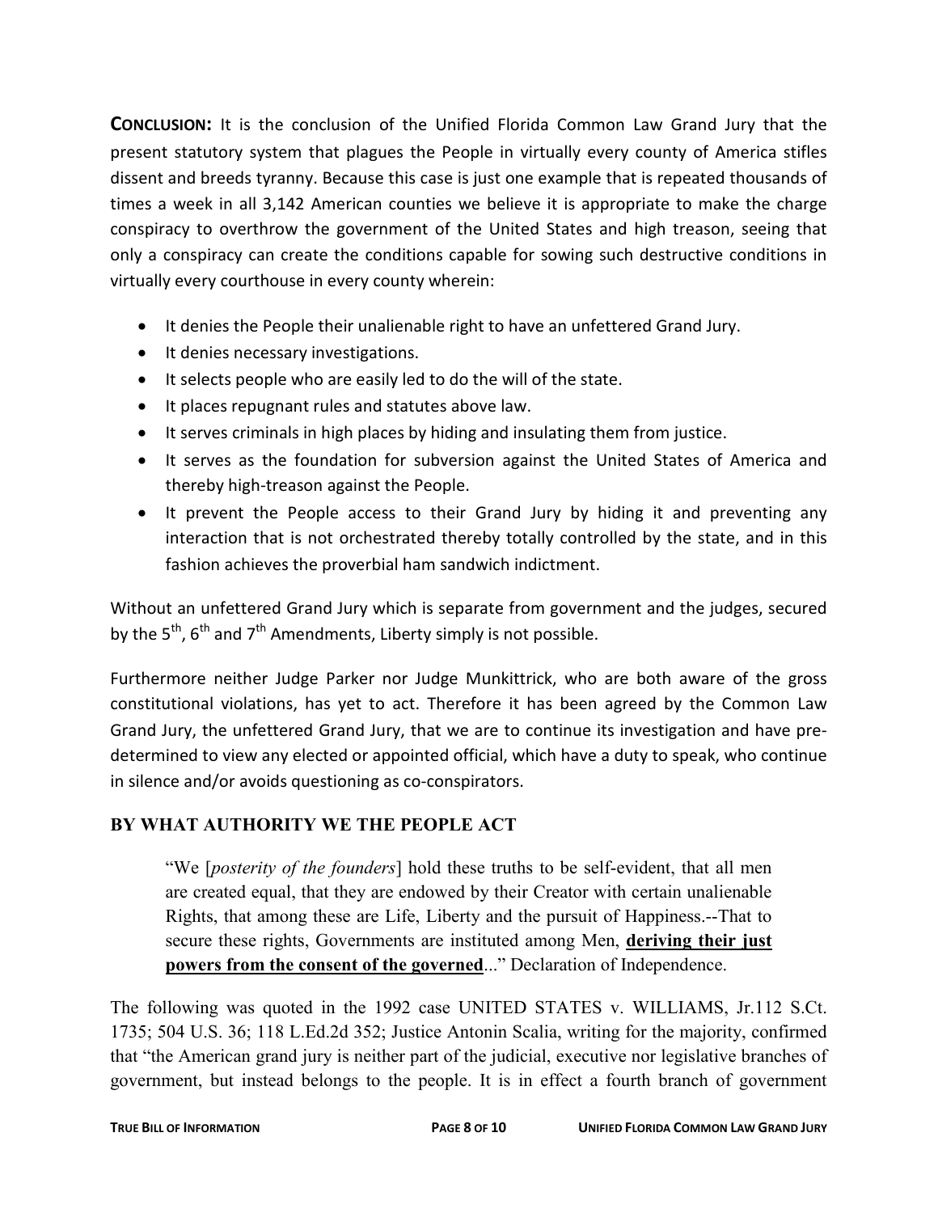**CONCLUSION:** It is the conclusion of the Unified Florida Common Law Grand Jury that the present statutory system that plagues the People in virtually every county of America stifles dissent and breeds tyranny. Because this case is just one example that is repeated thousands of times a week in all 3,142 American counties we believe it is appropriate to make the charge conspiracy to overthrow the government of the United States and high treason, seeing that only a conspiracy can create the conditions capable for sowing such destructive conditions in virtually every courthouse in every county wherein:

- It denies the People their unalienable right to have an unfettered Grand Jury.
- It denies necessary investigations.
- It selects people who are easily led to do the will of the state.
- It places repugnant rules and statutes above law.
- It serves criminals in high places by hiding and insulating them from justice.
- It serves as the foundation for subversion against the United States of America and thereby high-treason against the People.
- It prevent the People access to their Grand Jury by hiding it and preventing any interaction that is not orchestrated thereby totally controlled by the state, and in this fashion achieves the proverbial ham sandwich indictment.

Without an unfettered Grand Jury which is separate from government and the judges, secured by the 5th, 6th and 7th Amendments, Liberty simply is not possible.

Furthermore neither Judge Parker nor Judge Munkittrick, who are both aware of the gross constitutional violations, has yet to act. Therefore it has been agreed by the Common Law Grand Jury, the unfettered Grand Jury, that we are to continue its investigation and have pre-determined to view any elected or appointed official, which have a duty to speak, who continue in silence and/or avoids questioning as co-conspirators.

## BY WHAT AUTHORITY WE THE PEOPLE ACT

> "We [*posterity of the founders*] hold these truths to be self-evident, that all men are created equal, that they are endowed by their Creator with certain unalienable Rights, that among these are Life, Liberty and the pursuit of Happiness.--That to secure these rights, Governments are instituted among Men, **deriving their just powers from the consent of the governed**..." Declaration of Independence.

The following was quoted in the 1992 case UNITED STATES v. WILLIAMS, Jr.112 S.Ct. 1735; 504 U.S. 36; 118 L.Ed.2d 352; Justice Antonin Scalia, writing for the majority, confirmed that "the American grand jury is neither part of the judicial, executive nor legislative branches of government, but instead belongs to the people. It is in effect a fourth branch of government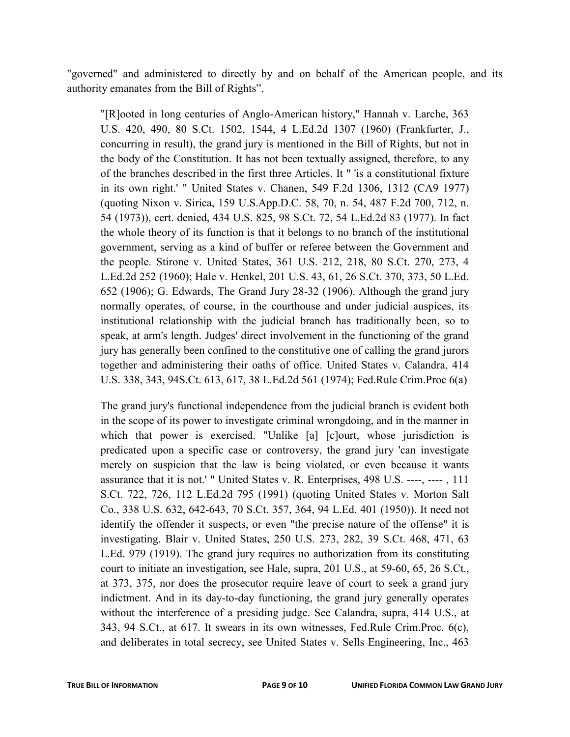"governed" and administered to directly by and on behalf of the American people, and its authority emanates from the Bill of Rights".

> "[R]ooted in long centuries of Anglo-American history," Hannah v. Larche, 363 U.S. 420, 490, 80 S.Ct. 1502, 1544, 4 L.Ed.2d 1307 (1960) (Frankfurter, J., concurring in result), the grand jury is mentioned in the Bill of Rights, but not in the body of the Constitution. It has not been textually assigned, therefore, to any of the branches described in the first three Articles. It " 'is a constitutional fixture in its own right.' " United States v. Chanen, 549 F.2d 1306, 1312 (CA9 1977) (quoting Nixon v. Sirica, 159 U.S.App.D.C. 58, 70, n. 54, 487 F.2d 700, 712, n. 54 (1973)), cert. denied, 434 U.S. 825, 98 S.Ct. 72, 54 L.Ed.2d 83 (1977). In fact the whole theory of its function is that it belongs to no branch of the institutional government, serving as a kind of buffer or referee between the Government and the people. Stirone v. United States, 361 U.S. 212, 218, 80 S.Ct. 270, 273, 4 L.Ed.2d 252 (1960); Hale v. Henkel, 201 U.S. 43, 61, 26 S.Ct. 370, 373, 50 L.Ed. 652 (1906); G. Edwards, The Grand Jury 28-32 (1906). Although the grand jury normally operates, of course, in the courthouse and under judicial auspices, its institutional relationship with the judicial branch has traditionally been, so to speak, at arm's length. Judges' direct involvement in the functioning of the grand jury has generally been confined to the constitutive one of calling the grand jurors together and administering their oaths of office. United States v. Calandra, 414 U.S. 338, 343, 94S.Ct. 613, 617, 38 L.Ed.2d 561 (1974); Fed.Rule Crim.Proc 6(a)
>
> The grand jury's functional independence from the judicial branch is evident both in the scope of its power to investigate criminal wrongdoing, and in the manner in which that power is exercised. "Unlike [a] [c]ourt, whose jurisdiction is predicated upon a specific case or controversy, the grand jury 'can investigate merely on suspicion that the law is being violated, or even because it wants assurance that it is not.' " United States v. R. Enterprises, 498 U.S. ----, ---- , 111 S.Ct. 722, 726, 112 L.Ed.2d 795 (1991) (quoting United States v. Morton Salt Co., 338 U.S. 632, 642-643, 70 S.Ct. 357, 364, 94 L.Ed. 401 (1950)). It need not identify the offender it suspects, or even "the precise nature of the offense" it is investigating. Blair v. United States, 250 U.S. 273, 282, 39 S.Ct. 468, 471, 63 L.Ed. 979 (1919). The grand jury requires no authorization from its constituting court to initiate an investigation, see Hale, supra, 201 U.S., at 59-60, 65, 26 S.Ct., at 373, 375, nor does the prosecutor require leave of court to seek a grand jury indictment. And in its day-to-day functioning, the grand jury generally operates without the interference of a presiding judge. See Calandra, supra, 414 U.S., at 343, 94 S.Ct., at 617. It swears in its own witnesses, Fed.Rule Crim.Proc. 6(c), and deliberates in total secrecy, see United States v. Sells Engineering, Inc., 463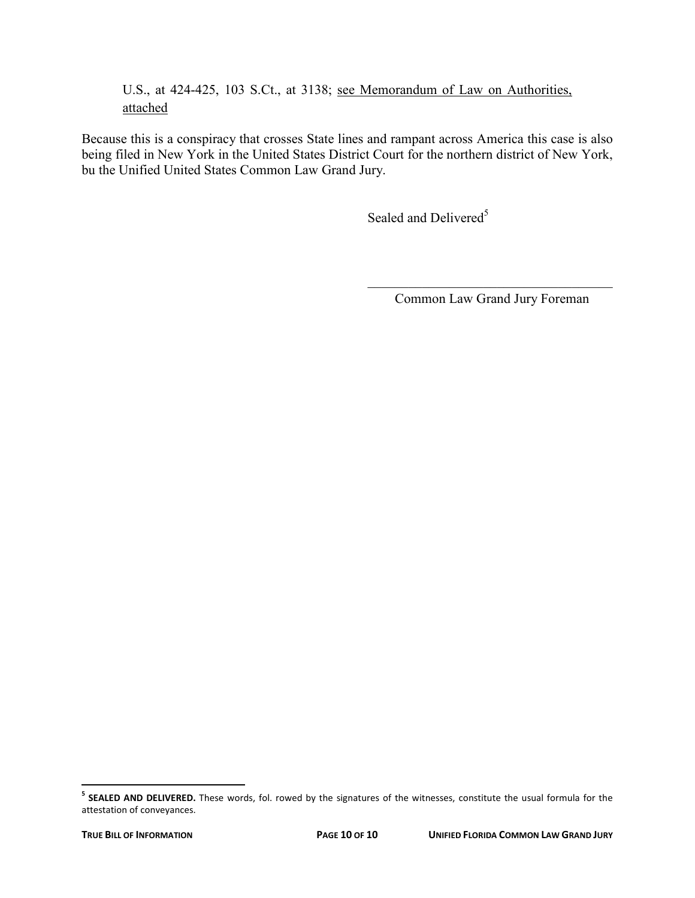U.S., at 424-425, 103 S.Ct., at 3138; see Memorandum of Law on Authorities, attached

Because this is a conspiracy that crosses State lines and rampant across America this case is also being filed in New York in the United States District Court for the northern district of New York, bu the Unified United States Common Law Grand Jury.

Sealed and Delivered[5]

\_\_\_\_\_\_\_\_\_\_\_\_\_\_\_\_\_\_\_\_\_\_\_\_\_\_\_\_\_\_\_\_\_\_\_\_\_\_

Common Law Grand Jury Foreman

---

[5] **SEALED AND DELIVERED.** These words, fol. rowed by the signatures of the witnesses, constitute the usual formula for the attestation of conveyances.